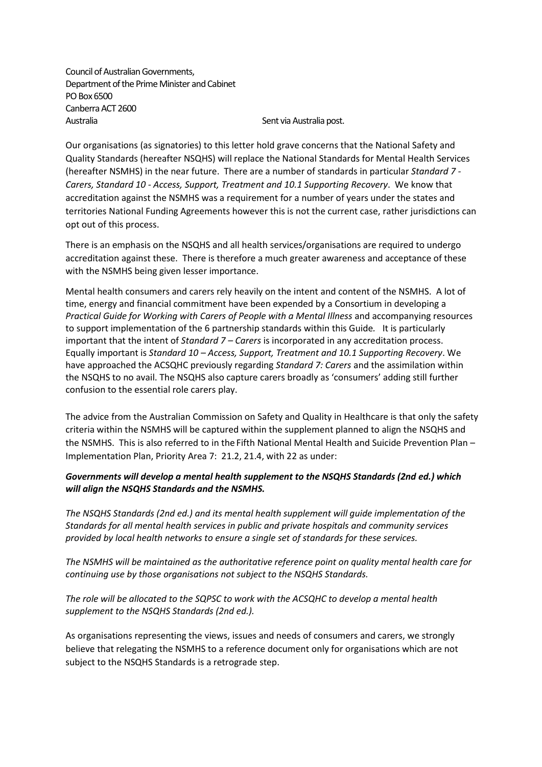Council of Australian Governments,
Department of the Prime Minister and Cabinet
PO Box 6500
Canberra ACT 2600
Australia

Sent via Australia post.

Our organisations (as signatories) to this letter hold grave concerns that the National Safety and Quality Standards (hereafter NSQHS) will replace the National Standards for Mental Health Services (hereafter NSMHS) in the near future. There are a number of standards in particular *Standard 7 - Carers, Standard 10 - Access, Support, Treatment and 10.1 Supporting Recovery*. We know that accreditation against the NSMHS was a requirement for a number of years under the states and territories National Funding Agreements however this is not the current case, rather jurisdictions can opt out of this process.

There is an emphasis on the NSQHS and all health services/organisations are required to undergo accreditation against these. There is therefore a much greater awareness and acceptance of these with the NSMHS being given lesser importance.

Mental health consumers and carers rely heavily on the intent and content of the NSMHS. A lot of time, energy and financial commitment have been expended by a Consortium in developing a *Practical Guide for Working with Carers of People with a Mental Illness* and accompanying resources to support implementation of the 6 partnership standards within this Guide*.* It is particularly important that the intent of *Standard 7 – Carers* is incorporated in any accreditation process. Equally important is *Standard 10 – Access, Support, Treatment and 10.1 Supporting Recovery*. We have approached the ACSQHC previously regarding *Standard 7: Carers* and the assimilation within the NSQHS to no avail. The NSQHS also capture carers broadly as 'consumers' adding still further confusion to the essential role carers play.

The advice from the Australian Commission on Safety and Quality in Healthcare is that only the safety criteria within the NSMHS will be captured within the supplement planned to align the NSQHS and the NSMHS. This is also referred to in the Fifth National Mental Health and Suicide Prevention Plan – Implementation Plan, Priority Area 7: 21.2, 21.4, with 22 as under:

***Governments will develop a mental health supplement to the NSQHS Standards (2nd ed.) which will align the NSQHS Standards and the NSMHS.***

*The NSQHS Standards (2nd ed.) and its mental health supplement will guide implementation of the Standards for all mental health services in public and private hospitals and community services provided by local health networks to ensure a single set of standards for these services.*

*The NSMHS will be maintained as the authoritative reference point on quality mental health care for continuing use by those organisations not subject to the NSQHS Standards.*

*The role will be allocated to the SQPSC to work with the ACSQHC to develop a mental health supplement to the NSQHS Standards (2nd ed.).*

As organisations representing the views, issues and needs of consumers and carers, we strongly believe that relegating the NSMHS to a reference document only for organisations which are not subject to the NSQHS Standards is a retrograde step.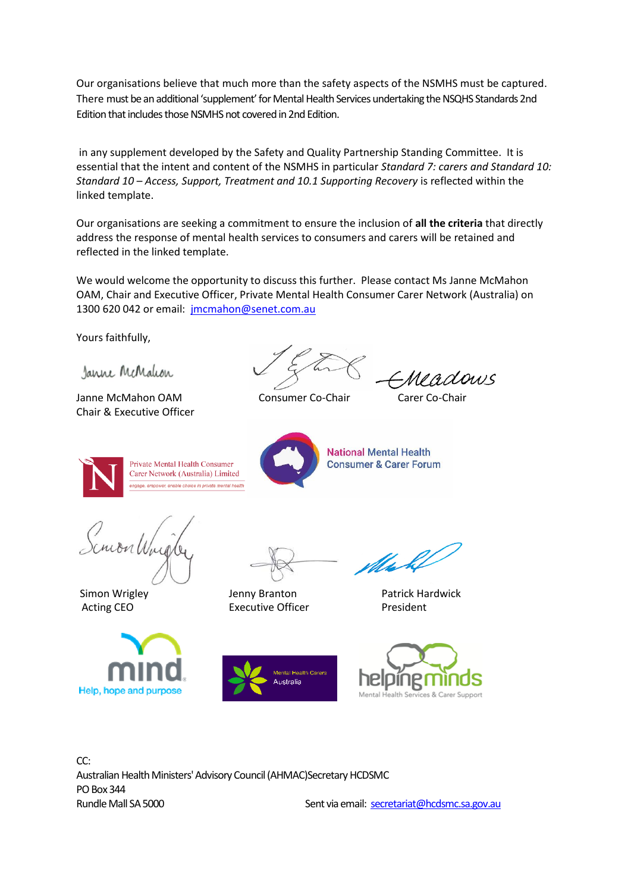Our organisations believe that much more than the safety aspects of the NSMHS must be captured. There must be an additional 'supplement' for Mental Health Services undertaking the NSQHS Standards 2nd Edition that includes those NSMHS not covered in 2nd Edition.

in any supplement developed by the Safety and Quality Partnership Standing Committee. It is essential that the intent and content of the NSMHS in particular *Standard 7: carers and Standard 10: Standard 10 – Access, Support, Treatment and 10.1 Supporting Recovery* is reflected within the linked template.

Our organisations are seeking a commitment to ensure the inclusion of **all the criteria** that directly address the response of mental health services to consumers and carers will be retained and reflected in the linked template.

We would welcome the opportunity to discuss this further. Please contact Ms Janne McMahon OAM, Chair and Executive Officer, Private Mental Health Consumer Carer Network (Australia) on 1300 620 042 or email: jmcmahon@senet.com.au

Yours faithfully,

Janne McMahon OAM
Chair & Executive Officer

Private Mental Health Consumer Carer Network (Australia) Limited

Consumer Co-Chair

Carer Co-Chair

National Mental Health Consumer & Carer Forum

Simon Wrigley
Acting CEO

mind — Help, hope and purpose

Jenny Branton
Executive Officer

Mental Health Carers Australia

Patrick Hardwick
President

helpingminds — Mental Health Services & Carer Support

CC:
Australian Health Ministers' Advisory Council (AHMAC)Secretary HCDSMC
PO Box 344
Rundle Mall SA 5000

Sent via email: secretariat@hcdsmc.sa.gov.au